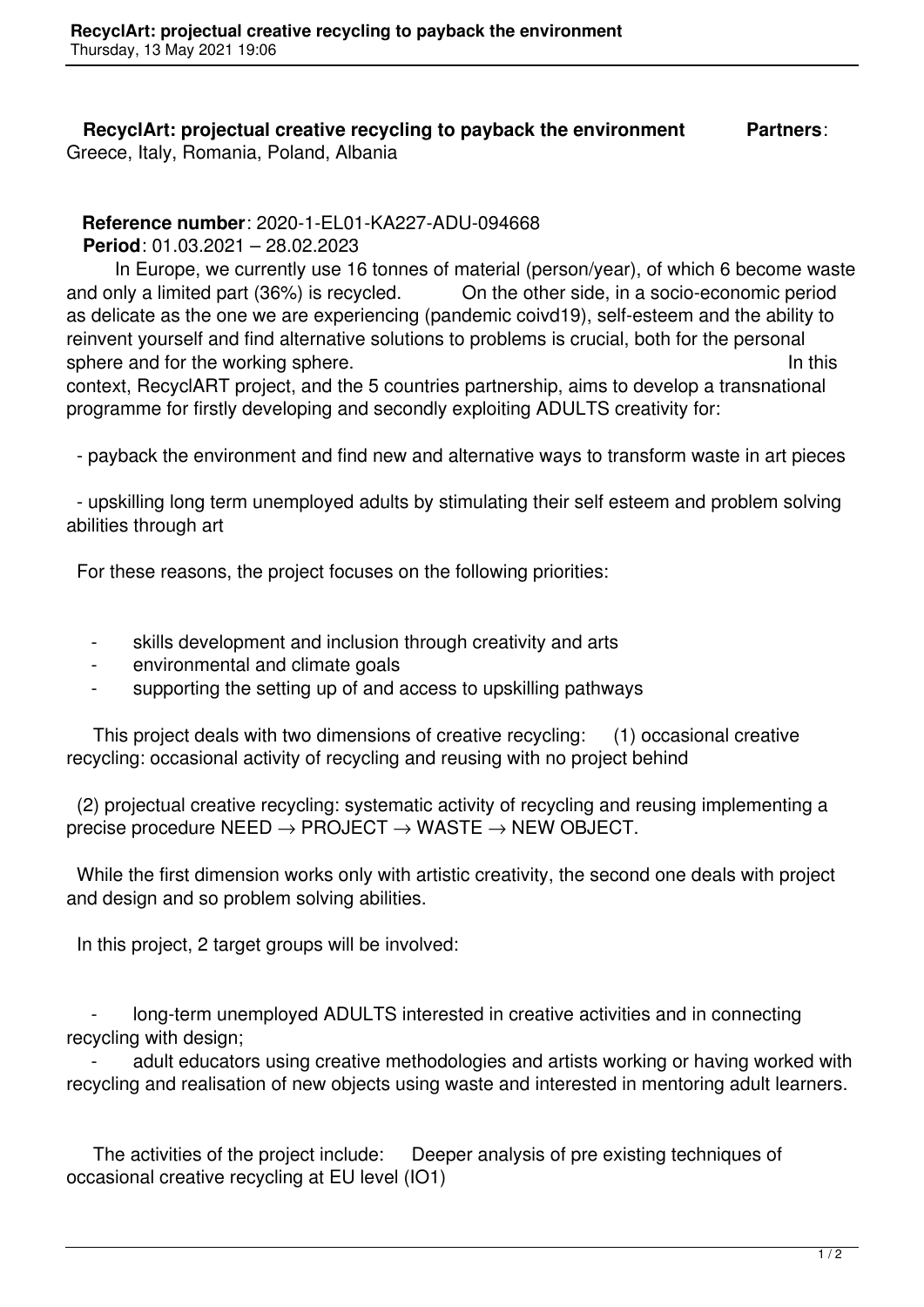**RecyclArt: projectual creative recycling to payback the environment** **Partners**: Greece, Italy, Romania, Poland, Albania

**Reference number**: 2020-1-EL01-KA227-ADU-094668

**Period**: 01.03.2021 – 28.02.2023

In Europe, we currently use 16 tonnes of material (person/year), of which 6 become waste and only a limited part (36%) is recycled. On the other side, in a socio-economic period as delicate as the one we are experiencing (pandemic coivd19), self-esteem and the ability to reinvent yourself and find alternative solutions to problems is crucial, both for the personal sphere and for the working sphere. In this context, RecyclART project, and the 5 countries partnership, aims to develop a transnational programme for firstly developing and secondly exploiting ADULTS creativity for:

- payback the environment and find new and alternative ways to transform waste in art pieces
- upskilling long term unemployed adults by stimulating their self esteem and problem solving abilities through art

For these reasons, the project focuses on the following priorities:

- skills development and inclusion through creativity and arts
- environmental and climate goals
- supporting the setting up of and access to upskilling pathways

This project deals with two dimensions of creative recycling: (1) occasional creative recycling: occasional activity of recycling and reusing with no project behind

(2) projectual creative recycling: systematic activity of recycling and reusing implementing a precise procedure NEED → PROJECT → WASTE → NEW OBJECT.

While the first dimension works only with artistic creativity, the second one deals with project and design and so problem solving abilities.

In this project, 2 target groups will be involved:

- long-term unemployed ADULTS interested in creative activities and in connecting recycling with design;
- adult educators using creative methodologies and artists working or having worked with recycling and realisation of new objects using waste and interested in mentoring adult learners.

The activities of the project include: Deeper analysis of pre existing techniques of occasional creative recycling at EU level (IO1)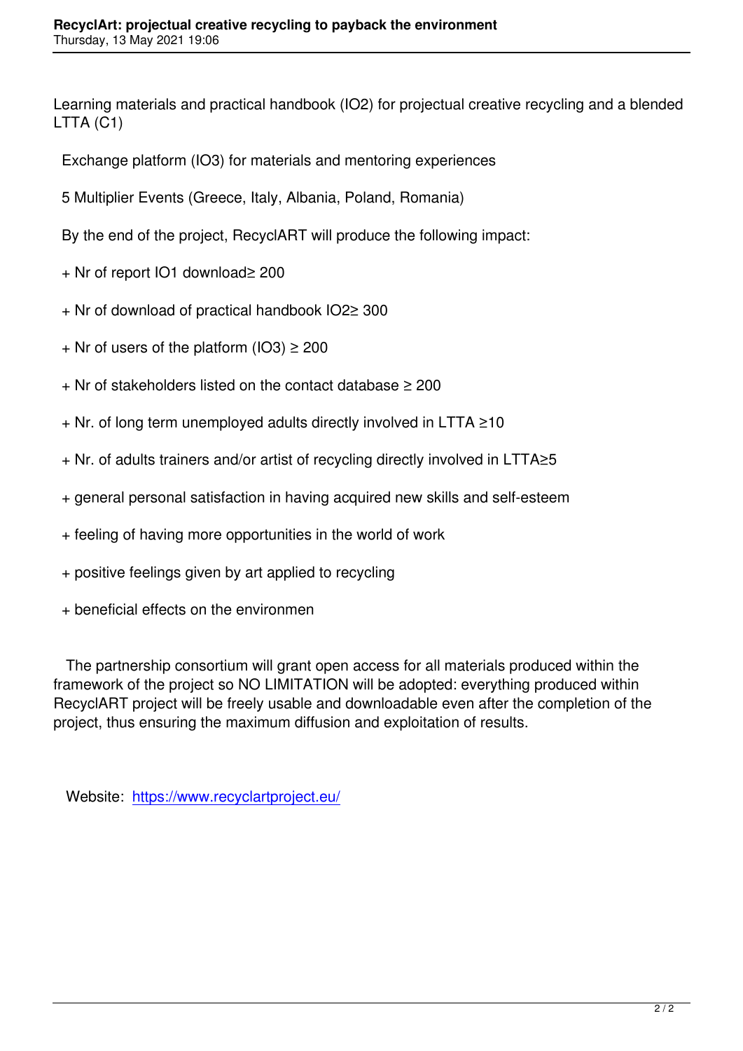Learning materials and practical handbook (IO2) for projectual creative recycling and a blended LTTA (C1)

Exchange platform (IO3) for materials and mentoring experiences

5 Multiplier Events (Greece, Italy, Albania, Poland, Romania)

By the end of the project, RecyclART will produce the following impact:

+ Nr of report IO1 download≥ 200

+ Nr of download of practical handbook IO2≥ 300

+ Nr of users of the platform (IO3) ≥ 200

+ Nr of stakeholders listed on the contact database ≥ 200

+ Nr. of long term unemployed adults directly involved in LTTA ≥10

+ Nr. of adults trainers and/or artist of recycling directly involved in LTTA≥5

+ general personal satisfaction in having acquired new skills and self-esteem

+ feeling of having more opportunities in the world of work

+ positive feelings given by art applied to recycling

+ beneficial effects on the environmen

The partnership consortium will grant open access for all materials produced within the framework of the project so NO LIMITATION will be adopted: everything produced within RecyclART project will be freely usable and downloadable even after the completion of the project, thus ensuring the maximum diffusion and exploitation of results.

Website: [https://www.recyclartproject.eu/](https://www.recyclartproject.eu/)